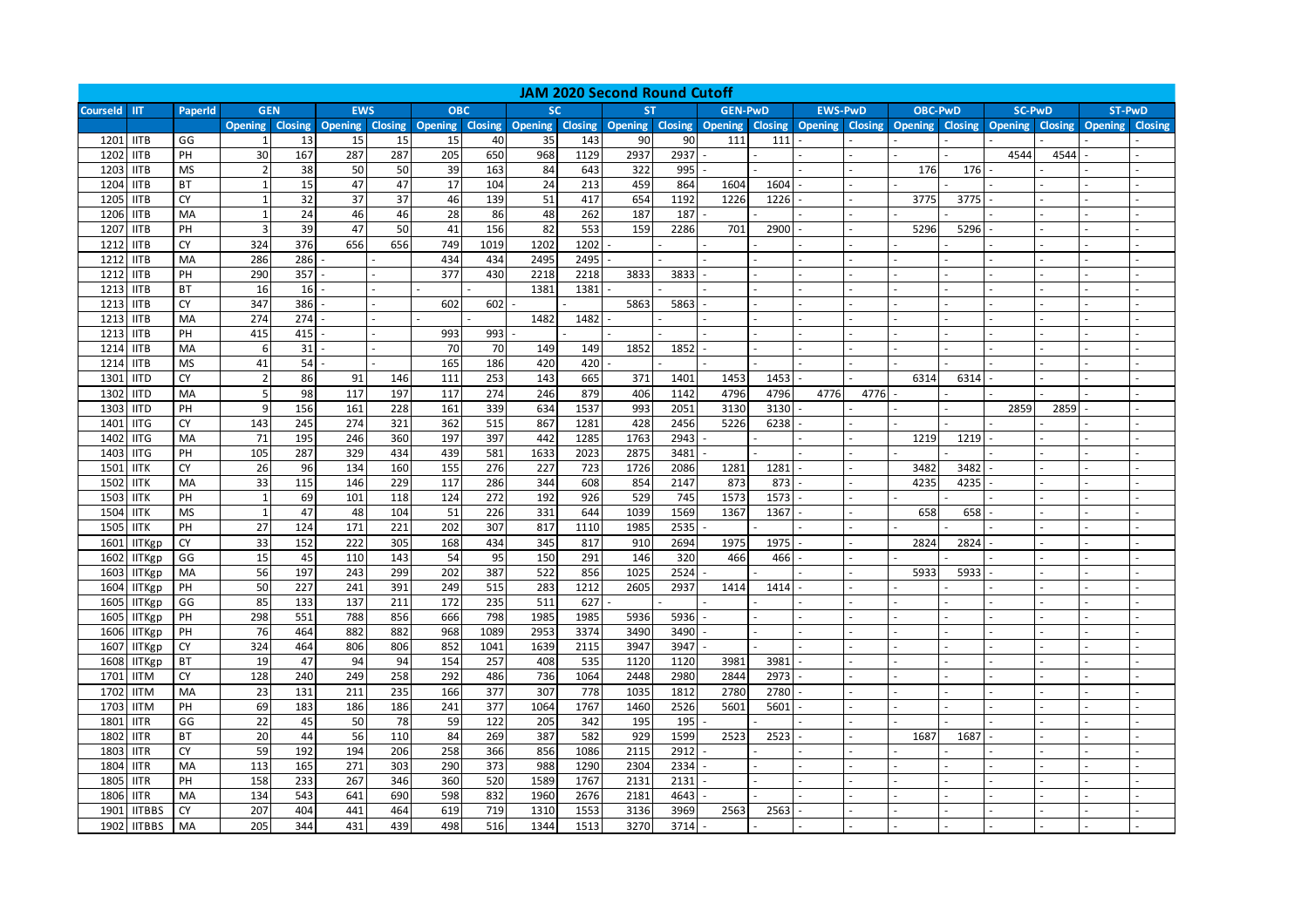# JAM 2020 Second Round Cutoff

| CourseId | IIT | PaperId | GEN | | EWS | | OBC | | SC | | ST | | GEN-PwD | | EWS-PwD | | OBC-PwD | | SC-PwD | | ST-PwD | |
|---|---|---|---|---|---|---|---|---|---|---|---|---|---|---|---|---|---|---|---|---|---|---|
| | | | Opening | Closing | Opening | Closing | Opening | Closing | Opening | Closing | Opening | Closing | Opening | Closing | Opening | Closing | Opening | Closing | Opening | Closing | Opening | Closing |
| 1201 | IITB | GG | 1 | 13 | 15 | 15 | 15 | 40 | 35 | 143 | 90 | 90 | 111 | 111 | - | - | - | - | - | - | - | - |
| 1202 | IITB | PH | 30 | 167 | 287 | 287 | 205 | 650 | 968 | 1129 | 2937 | 2937 | - | - | - | - | - | - | 4544 | 4544 | - | - |
| 1203 | IITB | MS | 2 | 38 | 50 | 50 | 39 | 163 | 84 | 643 | 322 | 995 | - | - | - | - | 176 | 176 | - | - | - | - |
| 1204 | IITB | BT | 1 | 15 | 47 | 47 | 17 | 104 | 24 | 213 | 459 | 864 | 1604 | 1604 | - | - | - | - | - | - | - | - |
| 1205 | IITB | CY | 1 | 32 | 37 | 37 | 46 | 139 | 51 | 417 | 654 | 1192 | 1226 | 1226 | - | - | 3775 | 3775 | - | - | - | - |
| 1206 | IITB | MA | 1 | 24 | 46 | 46 | 28 | 86 | 48 | 262 | 187 | 187 | - | - | - | - | - | - | - | - | - | - |
| 1207 | IITB | PH | 3 | 39 | 47 | 50 | 41 | 156 | 82 | 553 | 159 | 2286 | 701 | 2900 | - | - | 5296 | 5296 | - | - | - | - |
| 1212 | IITB | CY | 324 | 376 | 656 | 656 | 749 | 1019 | 1202 | 1202 | - | - | - | - | - | - | - | - | - | - | - | - |
| 1212 | IITB | MA | 286 | 286 | - | - | 434 | 434 | 2495 | 2495 | - | - | - | - | - | - | - | - | - | - | - | - |
| 1212 | IITB | PH | 290 | 357 | - | - | 377 | 430 | 2218 | 2218 | 3833 | 3833 | - | - | - | - | - | - | - | - | - | - |
| 1213 | IITB | BT | 16 | 16 | - | - | - | - | 1381 | 1381 | - | - | - | - | - | - | - | - | - | - | - | - |
| 1213 | IITB | CY | 347 | 386 | - | - | 602 | 602 | - | - | 5863 | 5863 | - | - | - | - | - | - | - | - | - | - |
| 1213 | IITB | MA | 274 | 274 | - | - | - | - | 1482 | 1482 | - | - | - | - | - | - | - | - | - | - | - | - |
| 1213 | IITB | PH | 415 | 415 | - | - | 993 | 993 | - | - | - | - | - | - | - | - | - | - | - | - | - | - |
| 1214 | IITB | MA | 6 | 31 | - | - | 70 | 70 | 149 | 149 | 1852 | 1852 | - | - | - | - | - | - | - | - | - | - |
| 1214 | IITB | MS | 41 | 54 | - | - | 165 | 186 | 420 | 420 | - | - | - | - | - | - | - | - | - | - | - | - |
| 1301 | IITD | CY | 2 | 86 | 91 | 146 | 111 | 253 | 143 | 665 | 371 | 1401 | 1453 | 1453 | - | - | 6314 | 6314 | - | - | - | - |
| 1302 | IITD | MA | 5 | 98 | 117 | 197 | 117 | 274 | 246 | 879 | 406 | 1142 | 4796 | 4796 | 4776 | 4776 | - | - | - | - | - | - |
| 1303 | IITD | PH | 9 | 156 | 161 | 228 | 161 | 339 | 634 | 1537 | 993 | 2051 | 3130 | 3130 | - | - | - | - | 2859 | 2859 | - | - |
| 1401 | IITG | CY | 143 | 245 | 274 | 321 | 362 | 515 | 867 | 1281 | 428 | 2456 | 5226 | 6238 | - | - | - | - | - | - | - | - |
| 1402 | IITG | MA | 71 | 195 | 246 | 360 | 197 | 397 | 442 | 1285 | 1763 | 2943 | - | - | - | - | 1219 | 1219 | - | - | - | - |
| 1403 | IITG | PH | 105 | 287 | 329 | 434 | 439 | 581 | 1633 | 2023 | 2875 | 3481 | - | - | - | - | - | - | - | - | - | - |
| 1501 | IITK | CY | 26 | 96 | 134 | 160 | 155 | 276 | 227 | 723 | 1726 | 2086 | 1281 | 1281 | - | - | 3482 | 3482 | - | - | - | - |
| 1502 | IITK | MA | 33 | 115 | 146 | 229 | 117 | 286 | 344 | 608 | 854 | 2147 | 873 | 873 | - | - | 4235 | 4235 | - | - | - | - |
| 1503 | IITK | PH | 1 | 69 | 101 | 118 | 124 | 272 | 192 | 926 | 529 | 745 | 1573 | 1573 | - | - | - | - | - | - | - | - |
| 1504 | IITK | MS | 1 | 47 | 48 | 104 | 51 | 226 | 331 | 644 | 1039 | 1569 | 1367 | 1367 | - | - | 658 | 658 | - | - | - | - |
| 1505 | IITK | PH | 27 | 124 | 171 | 221 | 202 | 307 | 817 | 1110 | 1985 | 2535 | - | - | - | - | - | - | - | - | - | - |
| 1601 | IITKgp | CY | 33 | 152 | 222 | 305 | 168 | 434 | 345 | 817 | 910 | 2694 | 1975 | 1975 | - | - | 2824 | 2824 | - | - | - | - |
| 1602 | IITKgp | GG | 15 | 45 | 110 | 143 | 54 | 95 | 150 | 291 | 146 | 320 | 466 | 466 | - | - | - | - | - | - | - | - |
| 1603 | IITKgp | MA | 56 | 197 | 243 | 299 | 202 | 387 | 522 | 856 | 1025 | 2524 | - | - | - | - | 5933 | 5933 | - | - | - | - |
| 1604 | IITKgp | PH | 50 | 227 | 241 | 391 | 249 | 515 | 283 | 1212 | 2605 | 2937 | 1414 | 1414 | - | - | - | - | - | - | - | - |
| 1605 | IITKgp | GG | 85 | 133 | 137 | 211 | 172 | 235 | 511 | 627 | - | - | - | - | - | - | - | - | - | - | - | - |
| 1605 | IITKgp | PH | 298 | 551 | 788 | 856 | 666 | 798 | 1985 | 1985 | 5936 | 5936 | - | - | - | - | - | - | - | - | - | - |
| 1606 | IITKgp | PH | 76 | 464 | 882 | 882 | 968 | 1089 | 2953 | 3374 | 3490 | 3490 | - | - | - | - | - | - | - | - | - | - |
| 1607 | IITKgp | CY | 324 | 464 | 806 | 806 | 852 | 1041 | 1639 | 2115 | 3947 | 3947 | - | - | - | - | - | - | - | - | - | - |
| 1608 | IITKgp | BT | 19 | 47 | 94 | 94 | 154 | 257 | 408 | 535 | 1120 | 1120 | 3981 | 3981 | - | - | - | - | - | - | - | - |
| 1701 | IITM | CY | 128 | 240 | 249 | 258 | 292 | 486 | 736 | 1064 | 2448 | 2980 | 2844 | 2973 | - | - | - | - | - | - | - | - |
| 1702 | IITM | MA | 23 | 131 | 211 | 235 | 166 | 377 | 307 | 778 | 1035 | 1812 | 2780 | 2780 | - | - | - | - | - | - | - | - |
| 1703 | IITM | PH | 69 | 183 | 186 | 186 | 241 | 377 | 1064 | 1767 | 1460 | 2526 | 5601 | 5601 | - | - | - | - | - | - | - | - |
| 1801 | IITR | GG | 22 | 45 | 50 | 78 | 59 | 122 | 205 | 342 | 195 | 195 | - | - | - | - | - | - | - | - | - | - |
| 1802 | IITR | BT | 20 | 44 | 56 | 110 | 84 | 269 | 387 | 582 | 929 | 1599 | 2523 | 2523 | - | - | 1687 | 1687 | - | - | - | - |
| 1803 | IITR | CY | 59 | 192 | 194 | 206 | 258 | 366 | 856 | 1086 | 2115 | 2912 | - | - | - | - | - | - | - | - | - | - |
| 1804 | IITR | MA | 113 | 165 | 271 | 303 | 290 | 373 | 988 | 1290 | 2304 | 2334 | - | - | - | - | - | - | - | - | - | - |
| 1805 | IITR | PH | 158 | 233 | 267 | 346 | 360 | 520 | 1589 | 1767 | 2131 | 2131 | - | - | - | - | - | - | - | - | - | - |
| 1806 | IITR | MA | 134 | 543 | 641 | 690 | 598 | 832 | 1960 | 2676 | 2181 | 4643 | - | - | - | - | - | - | - | - | - | - |
| 1901 | IITBBS | CY | 207 | 404 | 441 | 464 | 619 | 719 | 1310 | 1553 | 3136 | 3969 | 2563 | 2563 | - | - | - | - | - | - | - | - |
| 1902 | IITBBS | MA | 205 | 344 | 431 | 439 | 498 | 516 | 1344 | 1513 | 3270 | 3714 | - | - | - | - | - | - | - | - | - | - |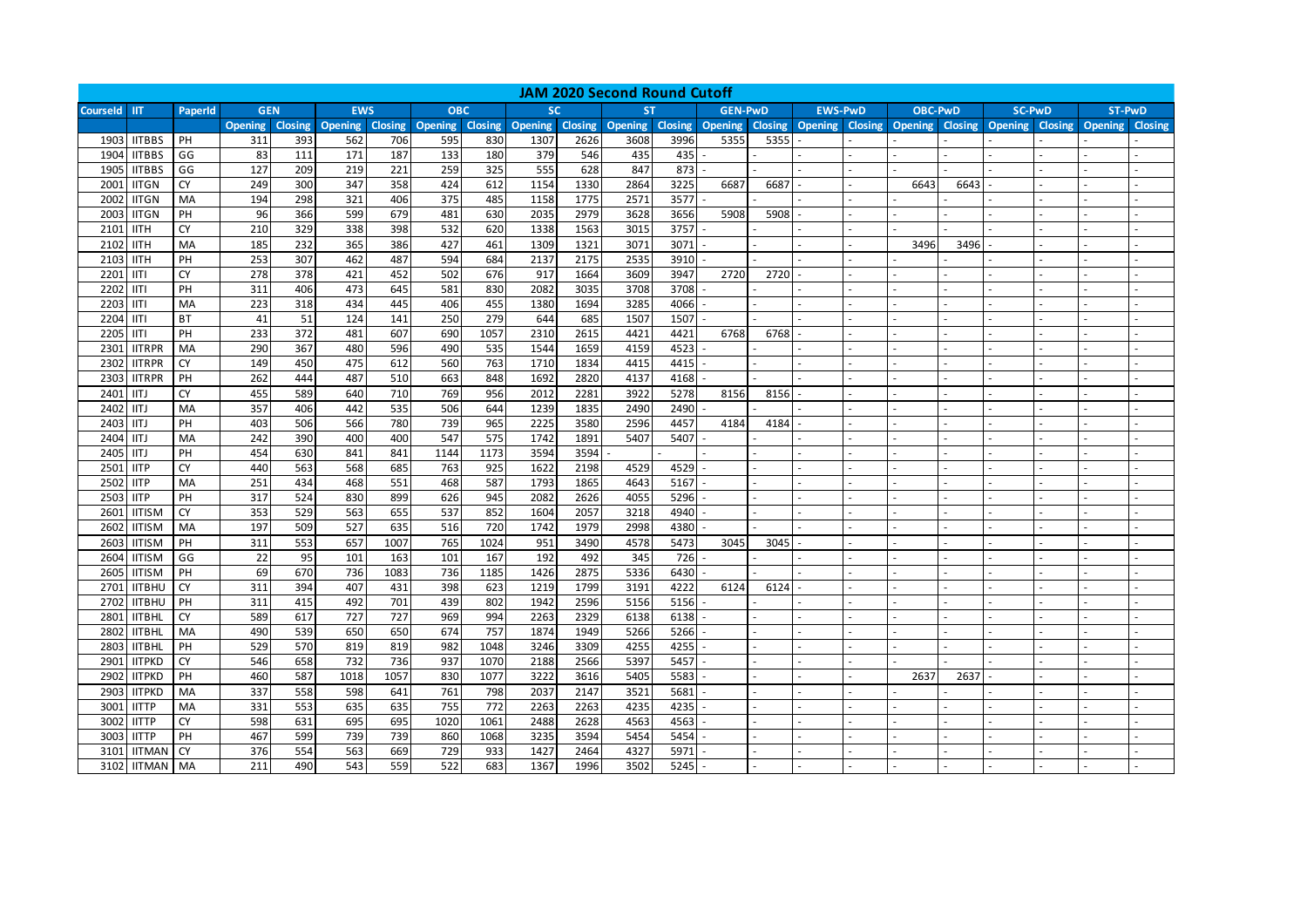# JAM 2020 Second Round Cutoff

| CourseId | IIT | PaperId | GEN | | EWS | | OBC | | SC | | ST | | GEN-PwD | | EWS-PwD | | OBC-PwD | | SC-PwD | | ST-PwD | |
|---|---|---|---|---|---|---|---|---|---|---|---|---|---|---|---|---|---|---|---|---|---|---|
| | | | Opening | Closing | Opening | Closing | Opening | Closing | Opening | Closing | Opening | Closing | Opening | Closing | Opening | Closing | Opening | Closing | Opening | Closing | Opening | Closing |
| 1903 | IITBBS | PH | 311 | 393 | 562 | 706 | 595 | 830 | 1307 | 2626 | 3608 | 3996 | 5355 | 5355 | - | - | - | - | - | - | - | - |
| 1904 | IITBBS | GG | 83 | 111 | 171 | 187 | 133 | 180 | 379 | 546 | 435 | 435 | - | - | - | - | - | - | - | - | - | - |
| 1905 | IITBBS | GG | 127 | 209 | 219 | 221 | 259 | 325 | 555 | 628 | 847 | 873 | - | - | - | - | - | - | - | - | - | - |
| 2001 | IITGN | CY | 249 | 300 | 347 | 358 | 424 | 612 | 1154 | 1330 | 2864 | 3225 | 6687 | 6687 | - | - | 6643 | 6643 | - | - | - | - |
| 2002 | IITGN | MA | 194 | 298 | 321 | 406 | 375 | 485 | 1158 | 1775 | 2571 | 3577 | - | - | - | - | - | - | - | - | - | - |
| 2003 | IITGN | PH | 96 | 366 | 599 | 679 | 481 | 630 | 2035 | 2979 | 3628 | 3656 | 5908 | 5908 | - | - | - | - | - | - | - | - |
| 2101 | IITH | CY | 210 | 329 | 338 | 398 | 532 | 620 | 1338 | 1563 | 3015 | 3757 | - | - | - | - | - | - | - | - | - | - |
| 2102 | IITH | MA | 185 | 232 | 365 | 386 | 427 | 461 | 1309 | 1321 | 3071 | 3071 | - | - | - | - | 3496 | 3496 | - | - | - | - |
| 2103 | IITH | PH | 253 | 307 | 462 | 487 | 594 | 684 | 2137 | 2175 | 2535 | 3910 | - | - | - | - | - | - | - | - | - | - |
| 2201 | IITI | CY | 278 | 378 | 421 | 452 | 502 | 676 | 917 | 1664 | 3609 | 3947 | 2720 | 2720 | - | - | - | - | - | - | - | - |
| 2202 | IITI | PH | 311 | 406 | 473 | 645 | 581 | 830 | 2082 | 3035 | 3708 | 3708 | - | - | - | - | - | - | - | - | - | - |
| 2203 | IITI | MA | 223 | 318 | 434 | 445 | 406 | 455 | 1380 | 1694 | 3285 | 4066 | - | - | - | - | - | - | - | - | - | - |
| 2204 | IITI | BT | 41 | 51 | 124 | 141 | 250 | 279 | 644 | 685 | 1507 | 1507 | - | - | - | - | - | - | - | - | - | - |
| 2205 | IITI | PH | 233 | 372 | 481 | 607 | 690 | 1057 | 2310 | 2615 | 4421 | 4421 | 6768 | 6768 | - | - | - | - | - | - | - | - |
| 2301 | IITRPR | MA | 290 | 367 | 480 | 596 | 490 | 535 | 1544 | 1659 | 4159 | 4523 | - | - | - | - | - | - | - | - | - | - |
| 2302 | IITRPR | CY | 149 | 450 | 475 | 612 | 560 | 763 | 1710 | 1834 | 4415 | 4415 | - | - | - | - | - | - | - | - | - | - |
| 2303 | IITRPR | PH | 262 | 444 | 487 | 510 | 663 | 848 | 1692 | 2820 | 4137 | 4168 | - | - | - | - | - | - | - | - | - | - |
| 2401 | IITJ | CY | 455 | 589 | 640 | 710 | 769 | 956 | 2012 | 2281 | 3922 | 5278 | 8156 | 8156 | - | - | - | - | - | - | - | - |
| 2402 | IITJ | MA | 357 | 406 | 442 | 535 | 506 | 644 | 1239 | 1835 | 2490 | 2490 | - | - | - | - | - | - | - | - | - | - |
| 2403 | IITJ | PH | 403 | 506 | 566 | 780 | 739 | 965 | 2225 | 3580 | 2596 | 4457 | 4184 | 4184 | - | - | - | - | - | - | - | - |
| 2404 | IITJ | MA | 242 | 390 | 400 | 400 | 547 | 575 | 1742 | 1891 | 5407 | 5407 | - | - | - | - | - | - | - | - | - | - |
| 2405 | IITJ | PH | 454 | 630 | 841 | 841 | 1144 | 1173 | 3594 | 3594 | - | - | - | - | - | - | - | - | - | - | - | - |
| 2501 | IITP | CY | 440 | 563 | 568 | 685 | 763 | 925 | 1622 | 2198 | 4529 | 4529 | - | - | - | - | - | - | - | - | - | - |
| 2502 | IITP | MA | 251 | 434 | 468 | 551 | 468 | 587 | 1793 | 1865 | 4643 | 5167 | - | - | - | - | - | - | - | - | - | - |
| 2503 | IITP | PH | 317 | 524 | 830 | 899 | 626 | 945 | 2082 | 2626 | 4055 | 5296 | - | - | - | - | - | - | - | - | - | - |
| 2601 | IITISM | CY | 353 | 529 | 563 | 655 | 537 | 852 | 1604 | 2057 | 3218 | 4940 | - | - | - | - | - | - | - | - | - | - |
| 2602 | IITISM | MA | 197 | 509 | 527 | 635 | 516 | 720 | 1742 | 1979 | 2998 | 4380 | - | - | - | - | - | - | - | - | - | - |
| 2603 | IITISM | PH | 311 | 553 | 657 | 1007 | 765 | 1024 | 951 | 3490 | 4578 | 5473 | 3045 | 3045 | - | - | - | - | - | - | - | - |
| 2604 | IITISM | GG | 22 | 95 | 101 | 163 | 101 | 167 | 192 | 492 | 345 | 726 | - | - | - | - | - | - | - | - | - | - |
| 2605 | IITISM | PH | 69 | 670 | 736 | 1083 | 736 | 1185 | 1426 | 2875 | 5336 | 6430 | - | - | - | - | - | - | - | - | - | - |
| 2701 | IITBHU | CY | 311 | 394 | 407 | 431 | 398 | 623 | 1219 | 1799 | 3191 | 4222 | 6124 | 6124 | - | - | - | - | - | - | - | - |
| 2702 | IITBHU | PH | 311 | 415 | 492 | 701 | 439 | 802 | 1942 | 2596 | 5156 | 5156 | - | - | - | - | - | - | - | - | - | - |
| 2801 | IITBHL | CY | 589 | 617 | 727 | 727 | 969 | 994 | 2263 | 2329 | 6138 | 6138 | - | - | - | - | - | - | - | - | - | - |
| 2802 | IITBHL | MA | 490 | 539 | 650 | 650 | 674 | 757 | 1874 | 1949 | 5266 | 5266 | - | - | - | - | - | - | - | - | - | - |
| 2803 | IITBHL | PH | 529 | 570 | 819 | 819 | 982 | 1048 | 3246 | 3309 | 4255 | 4255 | - | - | - | - | - | - | - | - | - | - |
| 2901 | IITPKD | CY | 546 | 658 | 732 | 736 | 937 | 1070 | 2188 | 2566 | 5397 | 5457 | - | - | - | - | - | - | - | - | - | - |
| 2902 | IITPKD | PH | 460 | 587 | 1018 | 1057 | 830 | 1077 | 3222 | 3616 | 5405 | 5583 | - | - | - | - | 2637 | 2637 | - | - | - | - |
| 2903 | IITPKD | MA | 337 | 558 | 598 | 641 | 761 | 798 | 2037 | 2147 | 3521 | 5681 | - | - | - | - | - | - | - | - | - | - |
| 3001 | IITTP | MA | 331 | 553 | 635 | 635 | 755 | 772 | 2263 | 2263 | 4235 | 4235 | - | - | - | - | - | - | - | - | - | - |
| 3002 | IITTP | CY | 598 | 631 | 695 | 695 | 1020 | 1061 | 2488 | 2628 | 4563 | 4563 | - | - | - | - | - | - | - | - | - | - |
| 3003 | IITTP | PH | 467 | 599 | 739 | 739 | 860 | 1068 | 3235 | 3594 | 5454 | 5454 | - | - | - | - | - | - | - | - | - | - |
| 3101 | IITMAN | CY | 376 | 554 | 563 | 669 | 729 | 933 | 1427 | 2464 | 4327 | 5971 | - | - | - | - | - | - | - | - | - | - |
| 3102 | IITMAN | MA | 211 | 490 | 543 | 559 | 522 | 683 | 1367 | 1996 | 3502 | 5245 | - | - | - | - | - | - | - | - | - | - |